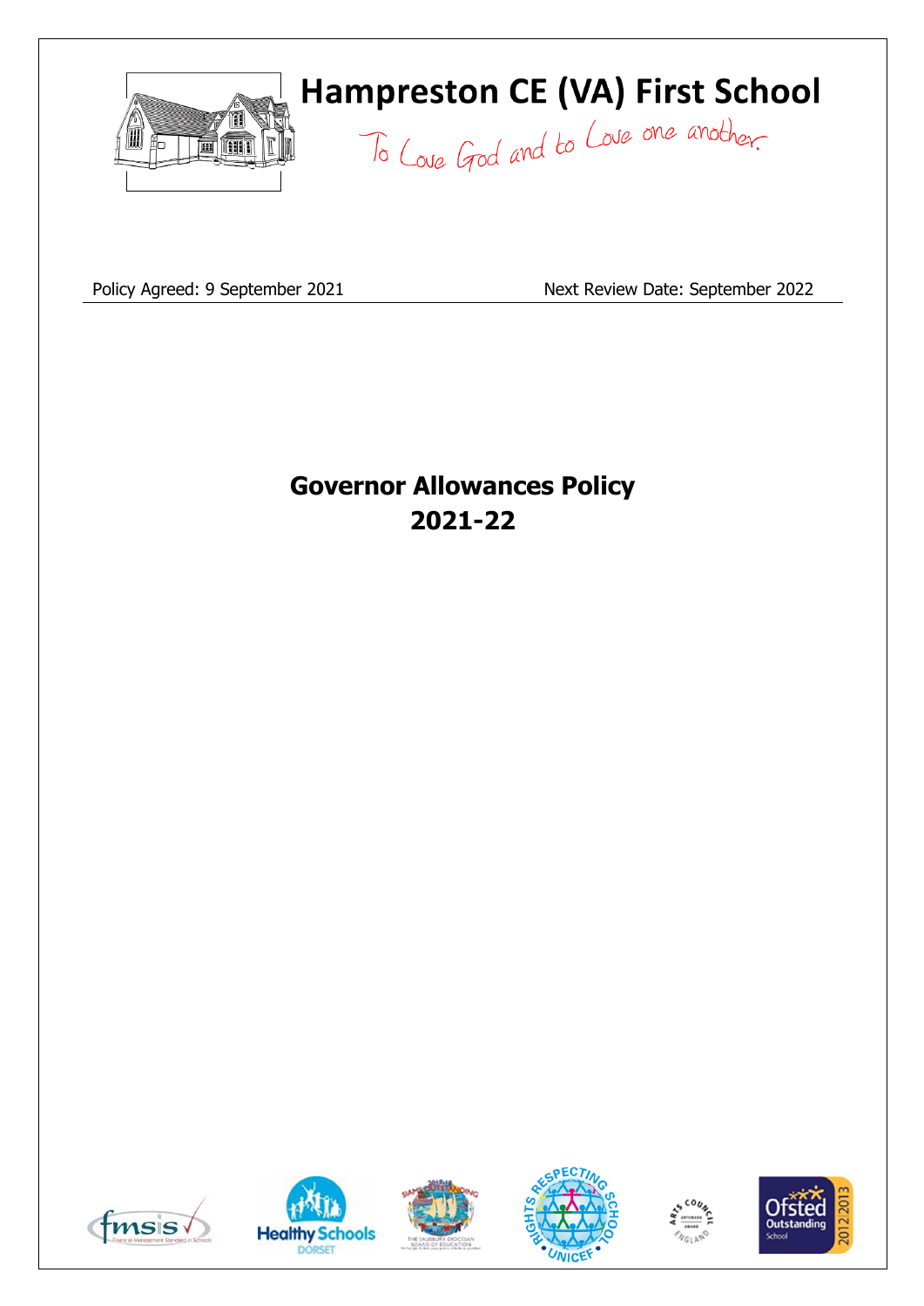# Hampreston CE (VA) First School

*To Love God and to Love one another.*

Policy Agreed: 9 September 2021 | Next Review Date: September 2022

## Governor Allowances Policy
## 2021-22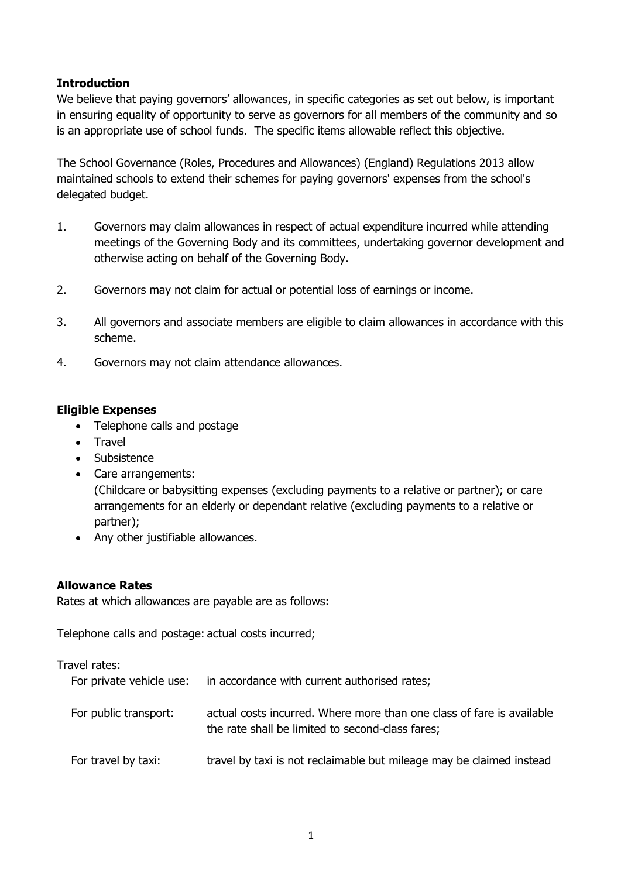**Introduction**

We believe that paying governors' allowances, in specific categories as set out below, is important in ensuring equality of opportunity to serve as governors for all members of the community and so is an appropriate use of school funds. The specific items allowable reflect this objective.

The School Governance (Roles, Procedures and Allowances) (England) Regulations 2013 allow maintained schools to extend their schemes for paying governors' expenses from the school's delegated budget.

1. Governors may claim allowances in respect of actual expenditure incurred while attending meetings of the Governing Body and its committees, undertaking governor development and otherwise acting on behalf of the Governing Body.

2. Governors may not claim for actual or potential loss of earnings or income.

3. All governors and associate members are eligible to claim allowances in accordance with this scheme.

4. Governors may not claim attendance allowances.

**Eligible Expenses**

- Telephone calls and postage
- Travel
- Subsistence
- Care arrangements:
  (Childcare or babysitting expenses (excluding payments to a relative or partner); or care arrangements for an elderly or dependant relative (excluding payments to a relative or partner);
- Any other justifiable allowances.

**Allowance Rates**

Rates at which allowances are payable are as follows:

Telephone calls and postage: actual costs incurred;

Travel rates:

| | |
|---|---|
| For private vehicle use: | in accordance with current authorised rates; |
| For public transport: | actual costs incurred. Where more than one class of fare is available the rate shall be limited to second-class fares; |
| For travel by taxi: | travel by taxi is not reclaimable but mileage may be claimed instead |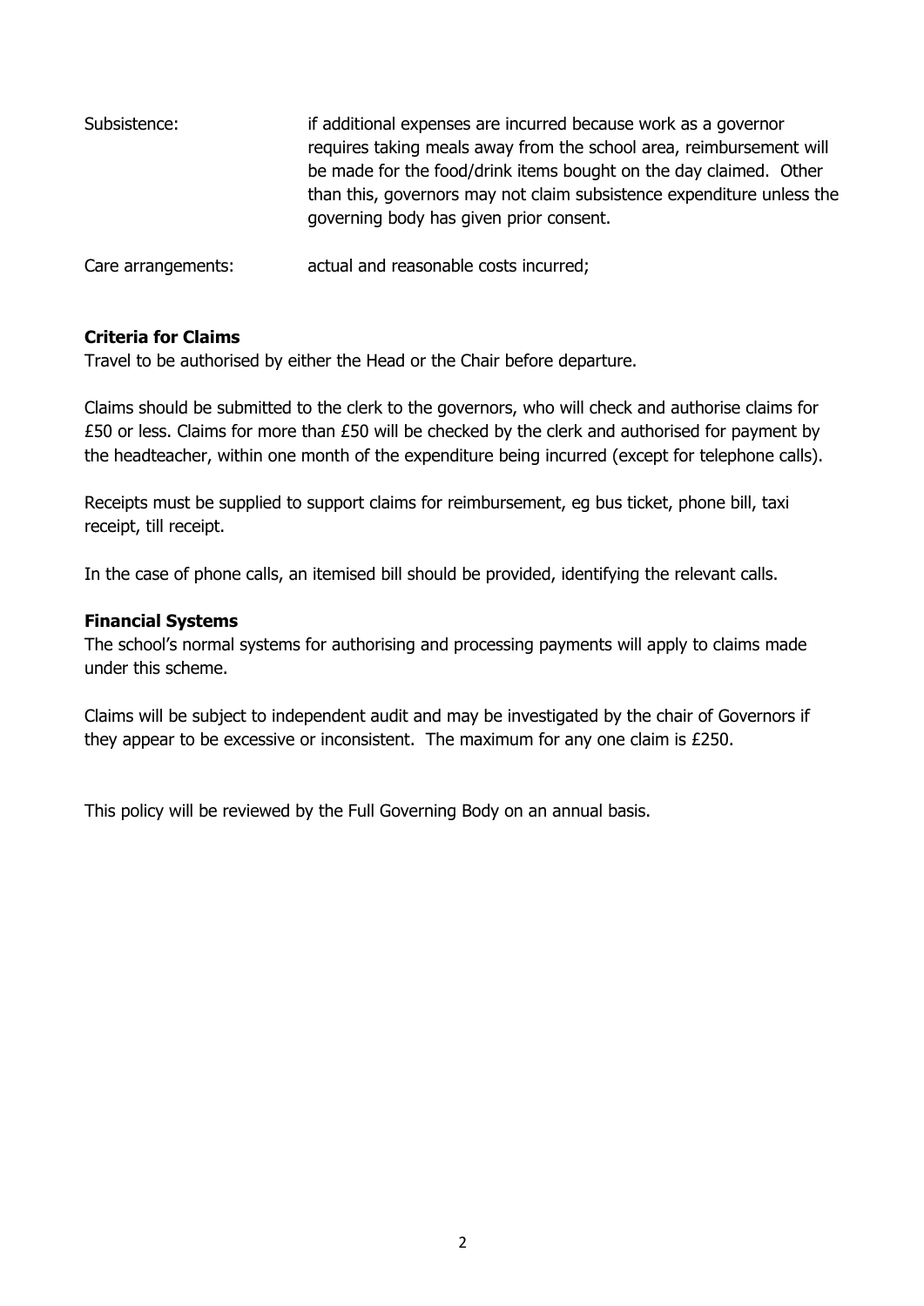Subsistence: if additional expenses are incurred because work as a governor requires taking meals away from the school area, reimbursement will be made for the food/drink items bought on the day claimed. Other than this, governors may not claim subsistence expenditure unless the governing body has given prior consent.

Care arrangements: actual and reasonable costs incurred;

**Criteria for Claims**

Travel to be authorised by either the Head or the Chair before departure.

Claims should be submitted to the clerk to the governors, who will check and authorise claims for £50 or less. Claims for more than £50 will be checked by the clerk and authorised for payment by the headteacher, within one month of the expenditure being incurred (except for telephone calls).

Receipts must be supplied to support claims for reimbursement, eg bus ticket, phone bill, taxi receipt, till receipt.

In the case of phone calls, an itemised bill should be provided, identifying the relevant calls.

**Financial Systems**

The school's normal systems for authorising and processing payments will apply to claims made under this scheme.

Claims will be subject to independent audit and may be investigated by the chair of Governors if they appear to be excessive or inconsistent. The maximum for any one claim is £250.

This policy will be reviewed by the Full Governing Body on an annual basis.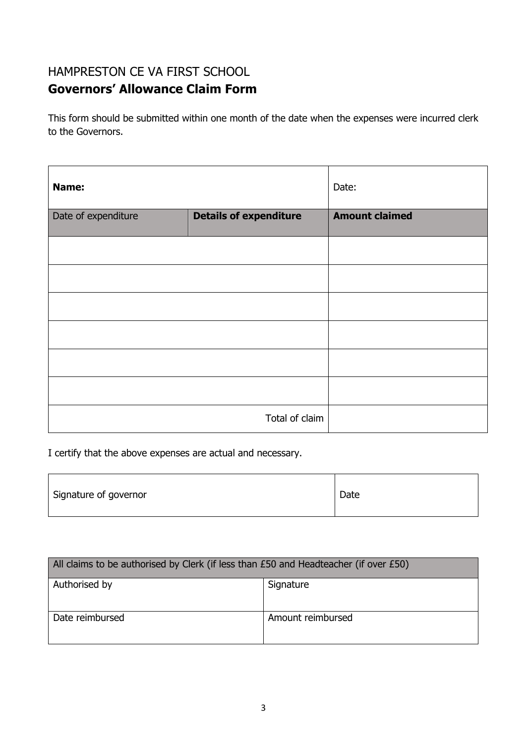HAMPRESTON CE VA FIRST SCHOOL

## Governors' Allowance Claim Form

This form should be submitted within one month of the date when the expenses were incurred clerk to the Governors.

| **Name:** | | Date: |
|---|---|---|
| Date of expenditure | **Details of expenditure** | **Amount claimed** |
| | | |
| | | |
| | | |
| | | |
| | | |
| | | |
| | Total of claim | |

I certify that the above expenses are actual and necessary.

| | |
|---|---|
| Signature of governor | Date |

| All claims to be authorised by Clerk (if less than £50 and Headteacher (if over £50) | |
|---|---|
| Authorised by | Signature |
| Date reimbursed | Amount reimbursed |